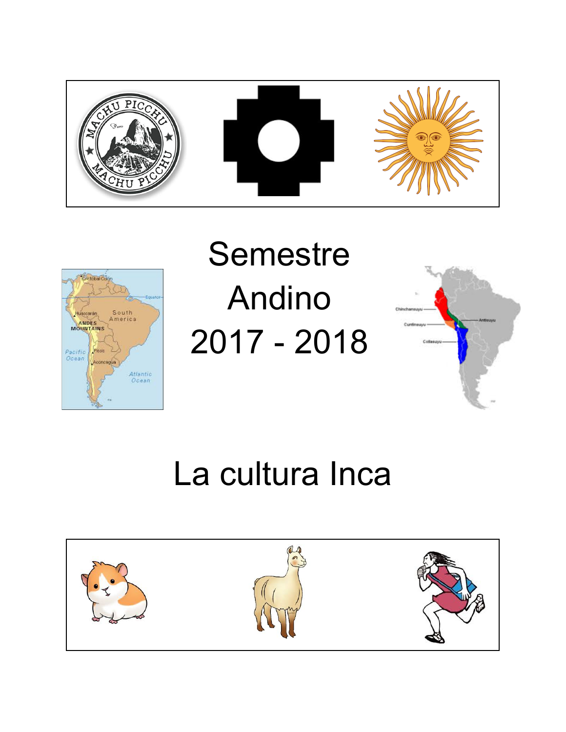# Semestre Andino 2017 - 2018

# La cultura Inca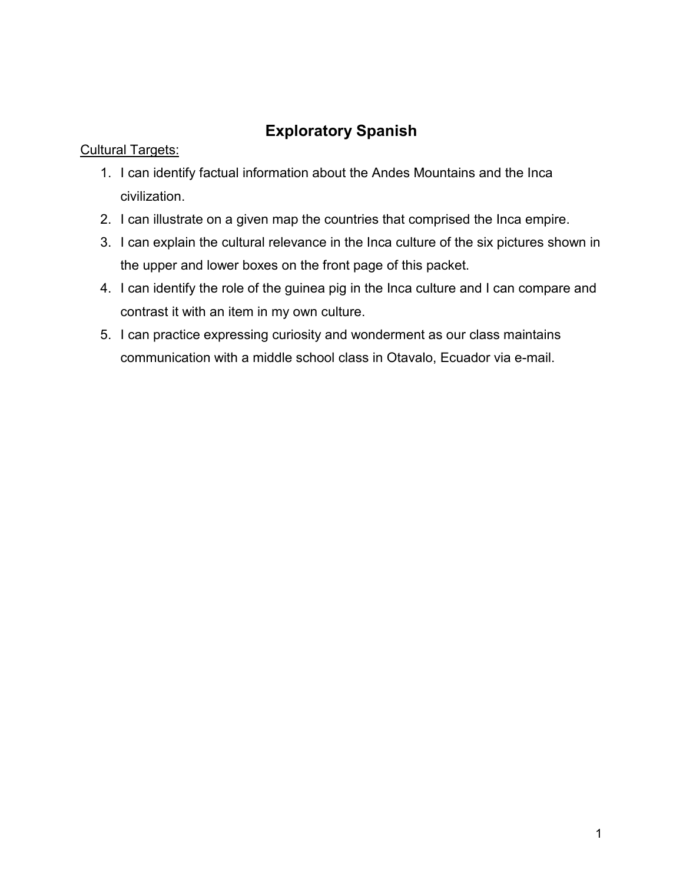# Exploratory Spanish

Cultural Targets:

1. I can identify factual information about the Andes Mountains and the Inca civilization.
2. I can illustrate on a given map the countries that comprised the Inca empire.
3. I can explain the cultural relevance in the Inca culture of the six pictures shown in the upper and lower boxes on the front page of this packet.
4. I can identify the role of the guinea pig in the Inca culture and I can compare and contrast it with an item in my own culture.
5. I can practice expressing curiosity and wonderment as our class maintains communication with a middle school class in Otavalo, Ecuador via e-mail.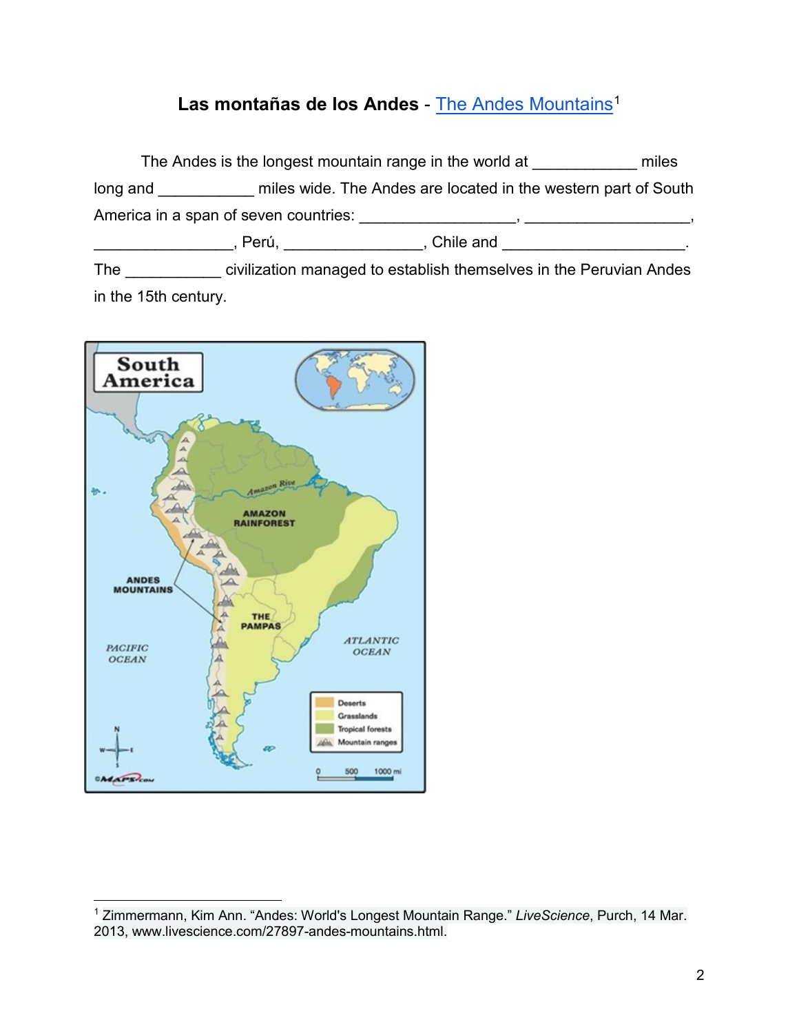# Las montañas de los Andes - The Andes Mountains[1]

The Andes is the longest mountain range in the world at ____________ miles long and ___________ miles wide. The Andes are located in the western part of South America in a span of seven countries: __________________, ___________________, ________________, Perú, ________________, Chile and _____________________. The ___________ civilization managed to establish themselves in the Peruvian Andes in the 15th century.

[1] Zimmermann, Kim Ann. "Andes: World's Longest Mountain Range." *LiveScience*, Purch, 14 Mar. 2013, www.livescience.com/27897-andes-mountains.html.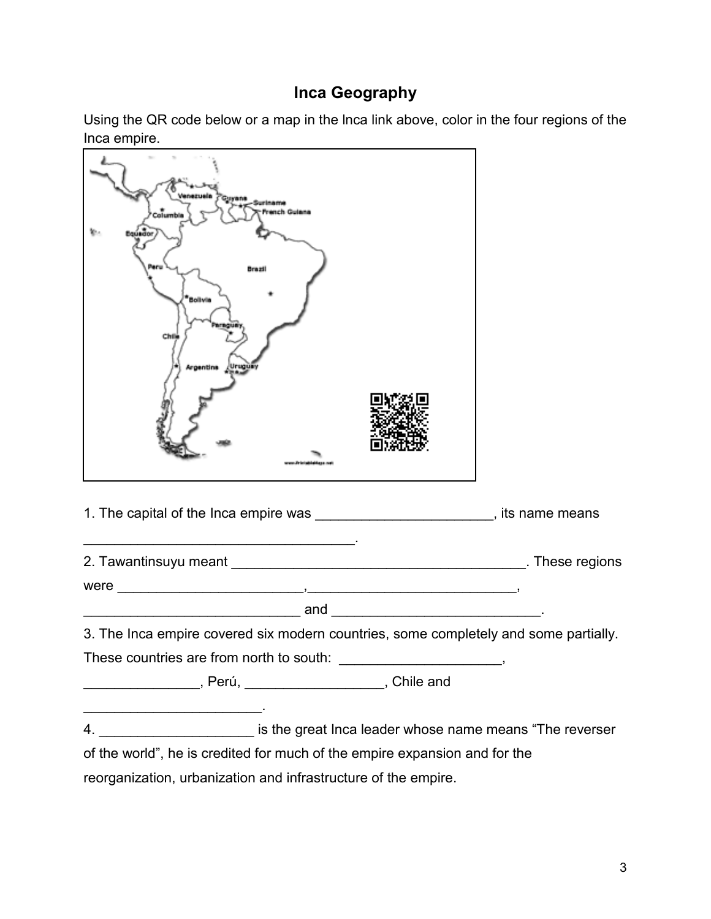# Inca Geography

Using the QR code below or a map in the Inca link above, color in the four regions of the Inca empire.

1. The capital of the Inca empire was _______________________, its name means ___________________________________.

2. Tawantinsuyu meant _______________________________________. These regions were ________________________,___________________________, ____________________________ and ___________________________.

3. The Inca empire covered six modern countries, some completely and some partially. These countries are from north to south: _____________________, _______________, Perú, _________________, Chile and _______________________.

4. ___________________ is the great Inca leader whose name means "The reverser of the world", he is credited for much of the empire expansion and for the reorganization, urbanization and infrastructure of the empire.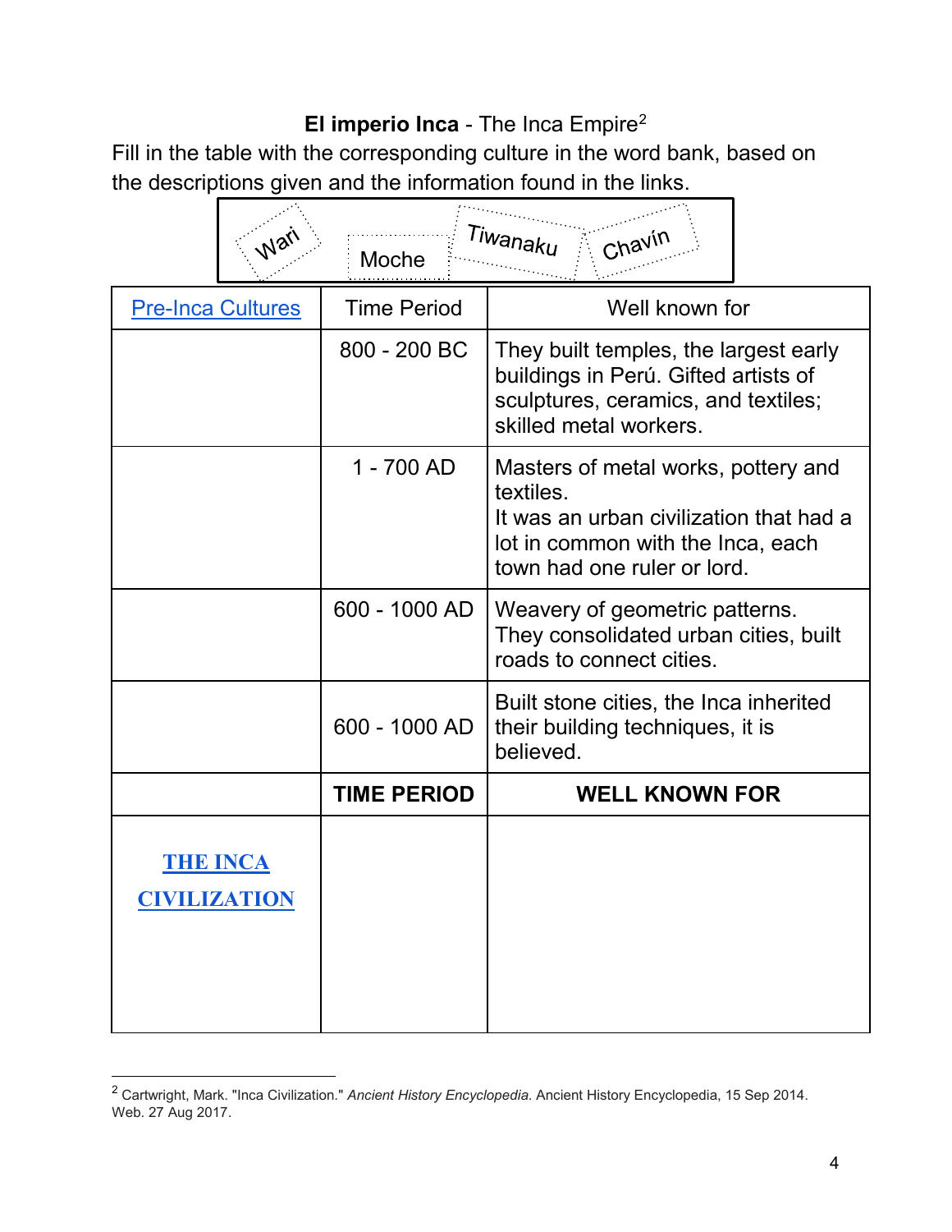**El imperio Inca** - The Inca Empire[2]

Fill in the table with the corresponding culture in the word bank, based on the descriptions given and the information found in the links.

| Wari | Moche | Tiwanaku | Chavín |
|---|---|---|---|

| Pre-Inca Cultures | Time Period | Well known for |
|---|---|---|
| | 800 - 200 BC | They built temples, the largest early buildings in Perú. Gifted artists of sculptures, ceramics, and textiles; skilled metal workers. |
| | 1 - 700 AD | Masters of metal works, pottery and textiles. It was an urban civilization that had a lot in common with the Inca, each town had one ruler or lord. |
| | 600 - 1000 AD | Weavery of geometric patterns. They consolidated urban cities, built roads to connect cities. |
| | 600 - 1000 AD | Built stone cities, the Inca inherited their building techniques, it is believed. |
| | **TIME PERIOD** | **WELL KNOWN FOR** |
| **THE INCA CIVILIZATION** | | |

[2] Cartwright, Mark. "Inca Civilization." *Ancient History Encyclopedia*. Ancient History Encyclopedia, 15 Sep 2014. Web. 27 Aug 2017.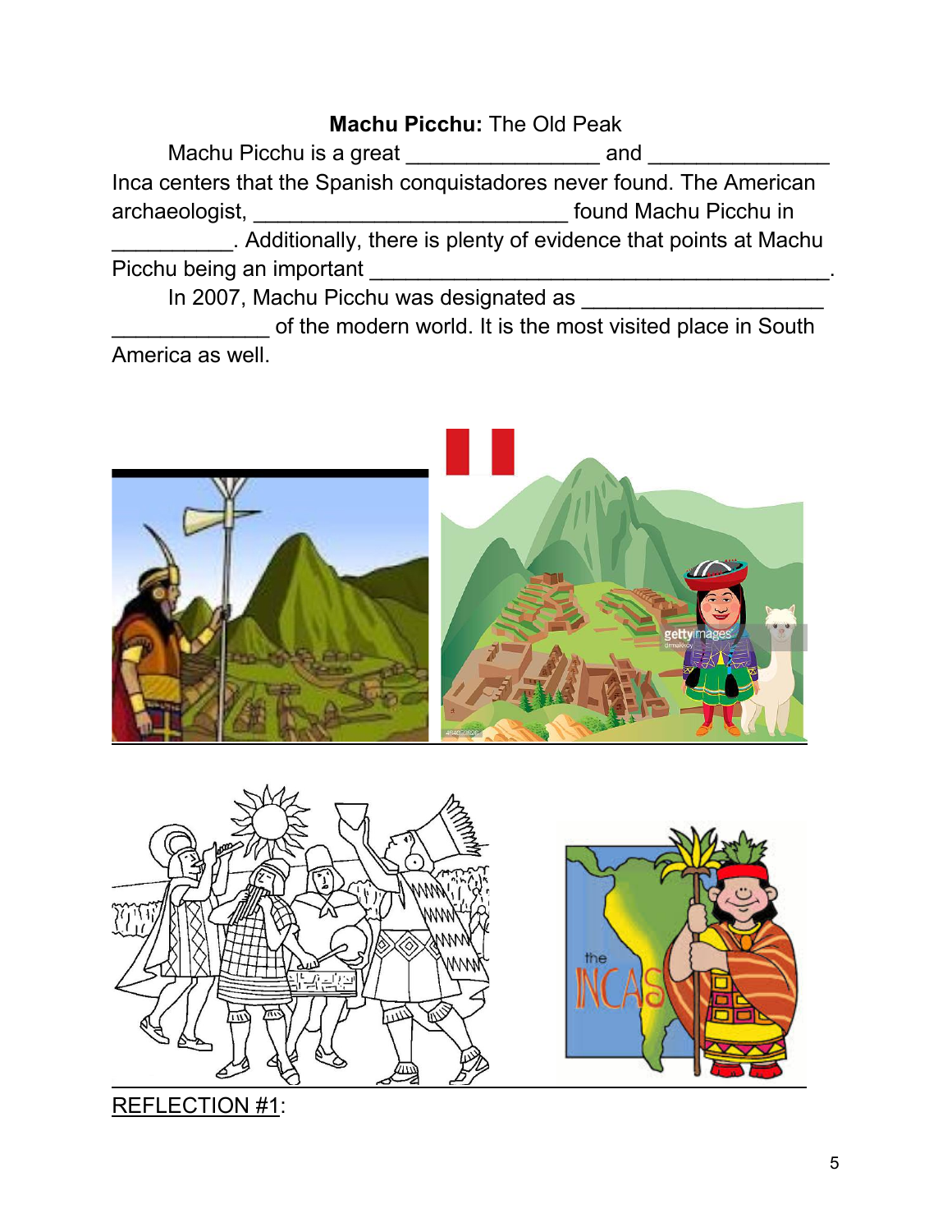**Machu Picchu:** The Old Peak

Machu Picchu is a great ________________ and _______________ Inca centers that the Spanish conquistadores never found. The American archaeologist, ___________________________ found Machu Picchu in __________. Additionally, there is plenty of evidence that points at Machu Picchu being an important ________________________________________.

In 2007, Machu Picchu was designated as ____________________ _____________ of the modern world. It is the most visited place in South America as well.

REFLECTION #1: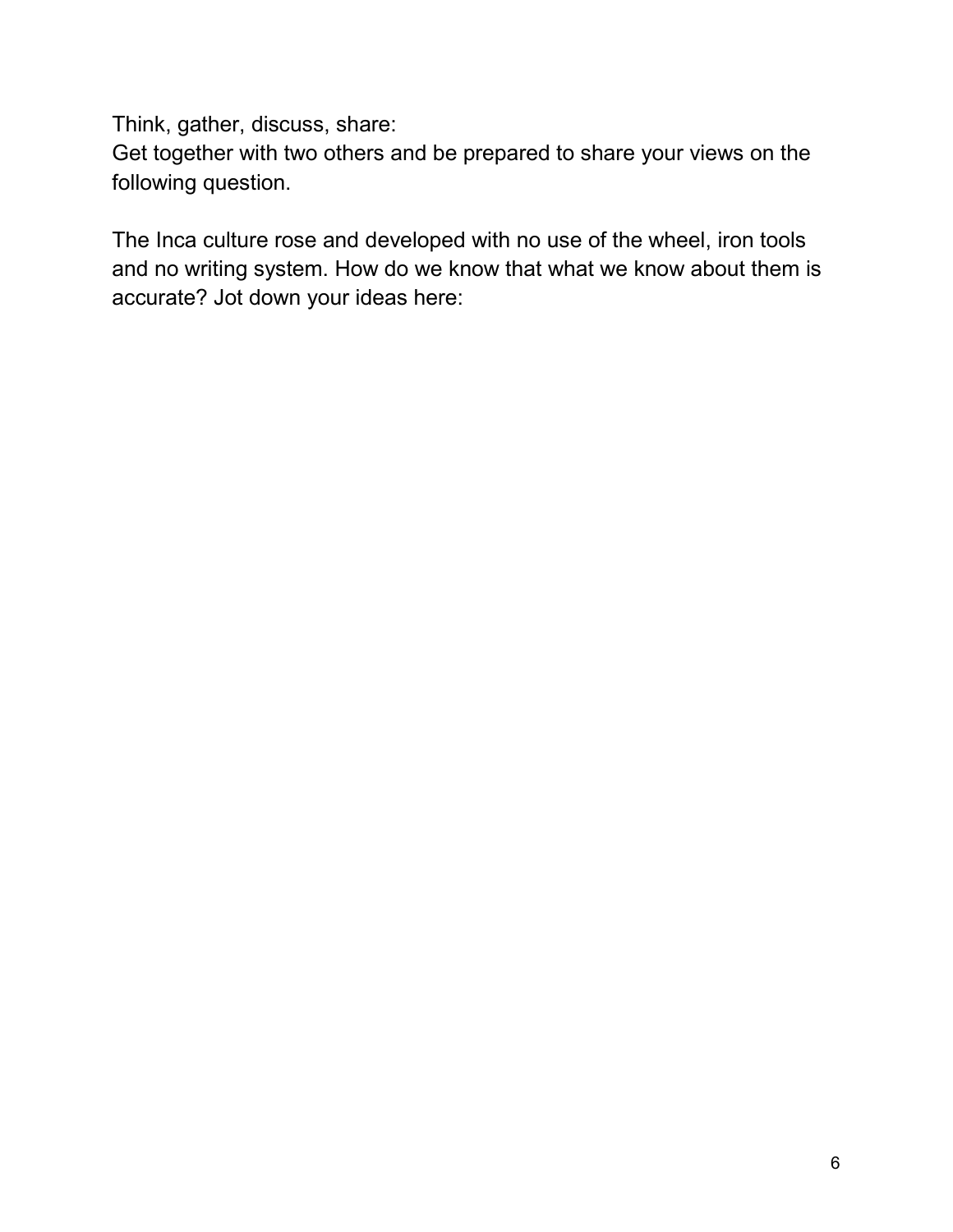Think, gather, discuss, share:
Get together with two others and be prepared to share your views on the following question.

The Inca culture rose and developed with no use of the wheel, iron tools and no writing system. How do we know that what we know about them is accurate? Jot down your ideas here: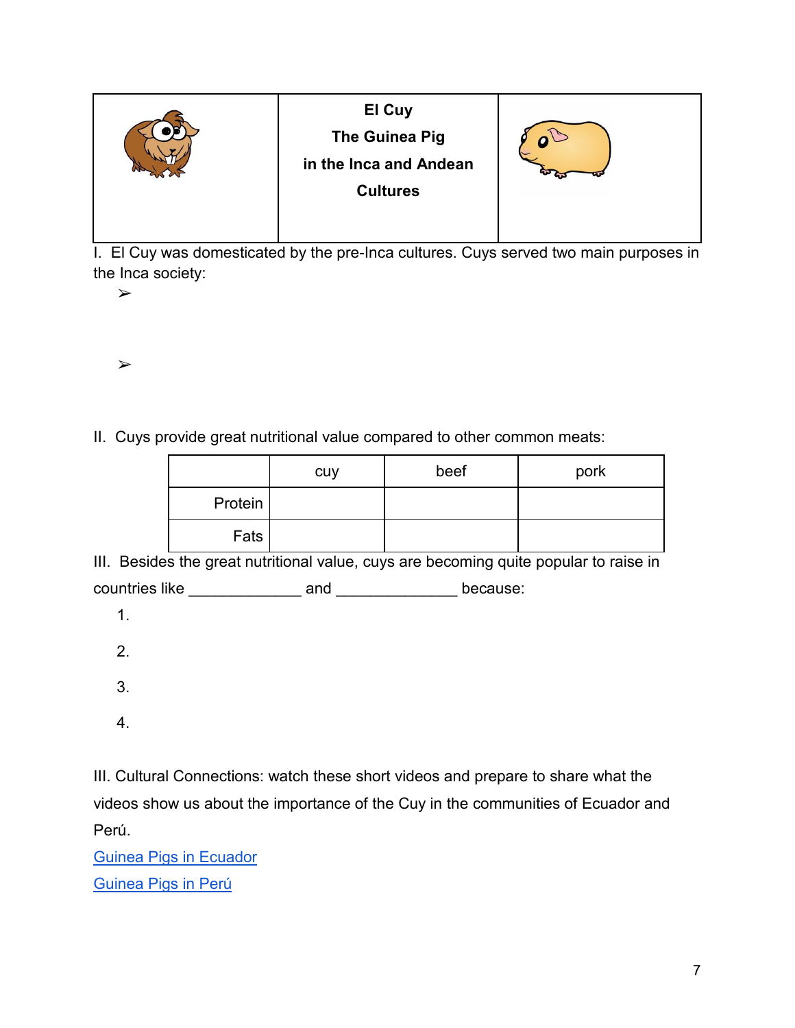| | El Cuy<br>The Guinea Pig<br>in the Inca and Andean<br>Cultures | |
|---|---|---|

I. El Cuy was domesticated by the pre-Inca cultures. Cuys served two main purposes in the Inca society:

- ➢
- ➢

II. Cuys provide great nutritional value compared to other common meats:

| | cuy | beef | pork |
|---|---|---|---|
| Protein | | | |
| Fats | | | |

III. Besides the great nutritional value, cuys are becoming quite popular to raise in countries like _____________ and ______________ because:

1.
2.
3.
4.

III. Cultural Connections: watch these short videos and prepare to share what the videos show us about the importance of the Cuy in the communities of Ecuador and Perú.

Guinea Pigs in Ecuador

Guinea Pigs in Perú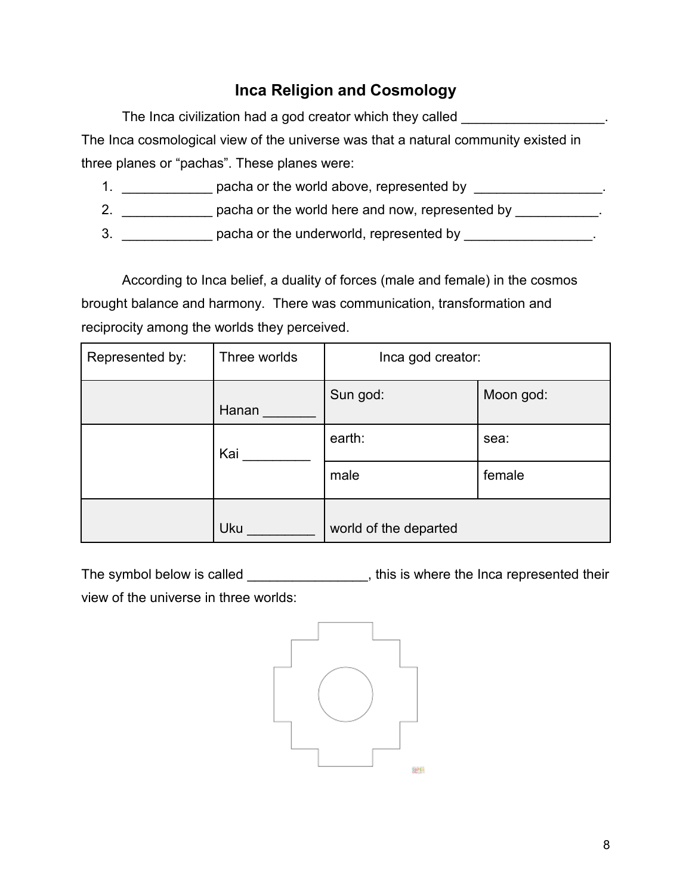# Inca Religion and Cosmology

The Inca civilization had a god creator which they called ___________________. The Inca cosmological view of the universe was that a natural community existed in three planes or "pachas". These planes were:

1. ____________ pacha or the world above, represented by _________________.
2. ____________ pacha or the world here and now, represented by ___________.
3. ____________ pacha or the underworld, represented by _________________.

According to Inca belief, a duality of forces (male and female) in the cosmos brought balance and harmony. There was communication, transformation and reciprocity among the worlds they perceived.

| Represented by: | Three worlds | Inca god creator: | |
|---|---|---|---|
| | Hanan _______ | Sun god: | Moon god: |
| | Kai _________ | earth: | sea: |
| | | male | female |
| | Uku _________ | world of the departed | |

The symbol below is called ________________, this is where the Inca represented their view of the universe in three worlds: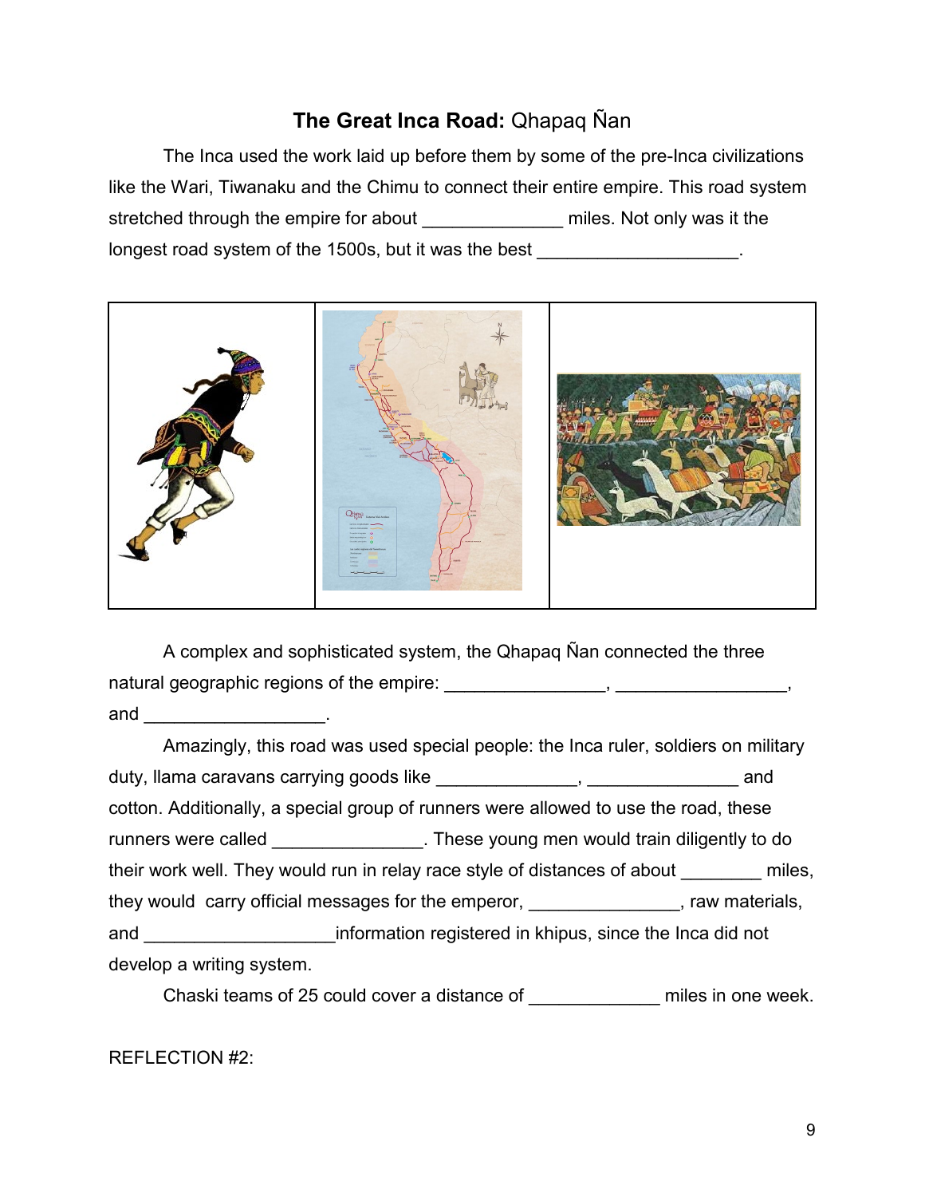## **The Great Inca Road:** Qhapaq Ñan

The Inca used the work laid up before them by some of the pre-Inca civilizations like the Wari, Tiwanaku and the Chimu to connect their entire empire. This road system stretched through the empire for about ______________ miles. Not only was it the longest road system of the 1500s, but it was the best ____________________.

A complex and sophisticated system, the Qhapaq Ñan connected the three natural geographic regions of the empire: ________________, _________________, and __________________.

Amazingly, this road was used special people: the Inca ruler, soldiers on military duty, llama caravans carrying goods like ______________, _______________ and cotton. Additionally, a special group of runners were allowed to use the road, these runners were called _______________. These young men would train diligently to do their work well. They would run in relay race style of distances of about ________ miles, they would carry official messages for the emperor, _______________, raw materials, and ___________________information registered in khipus, since the Inca did not develop a writing system.

Chaski teams of 25 could cover a distance of _____________ miles in one week.

REFLECTION #2: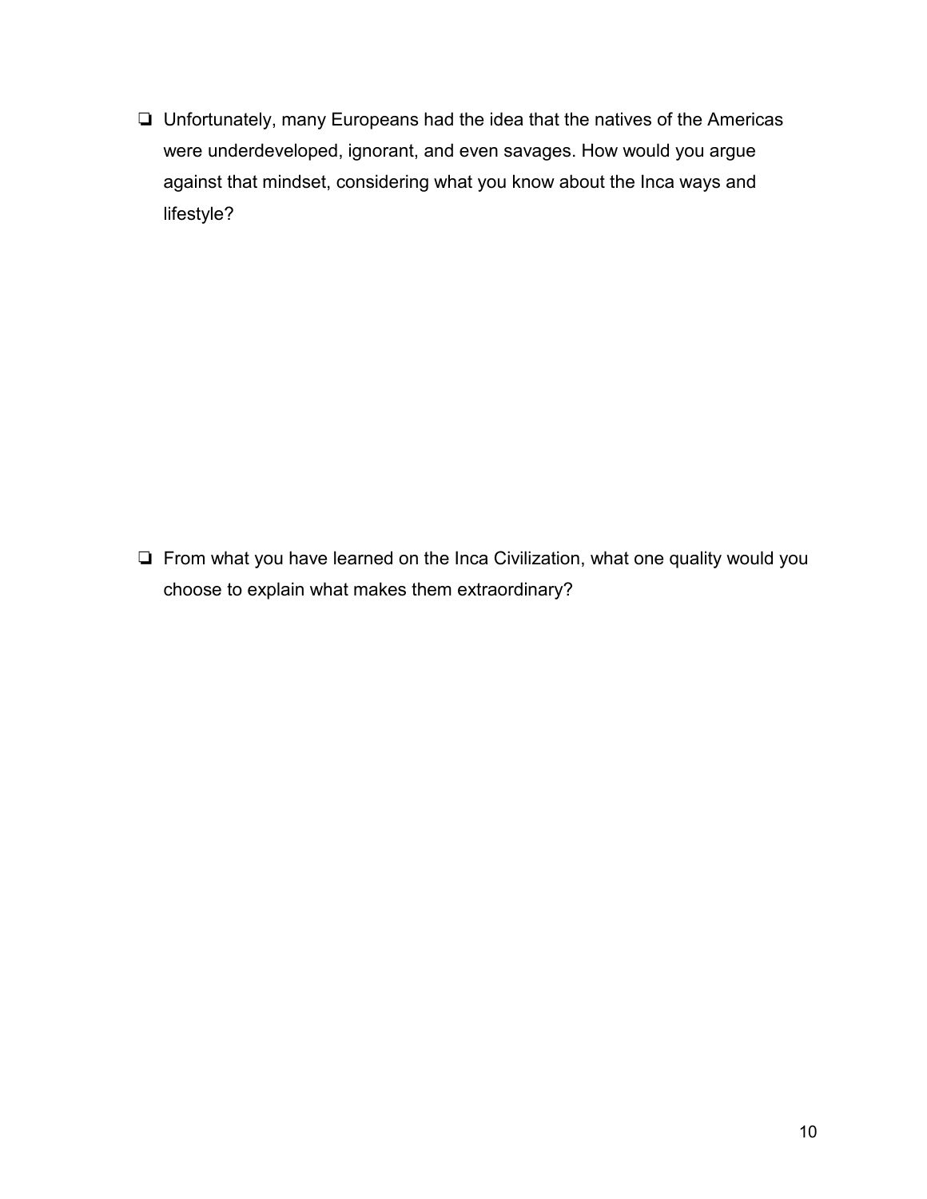- [ ] Unfortunately, many Europeans had the idea that the natives of the Americas were underdeveloped, ignorant, and even savages. How would you argue against that mindset, considering what you know about the Inca ways and lifestyle?

- [ ] From what you have learned on the Inca Civilization, what one quality would you choose to explain what makes them extraordinary?